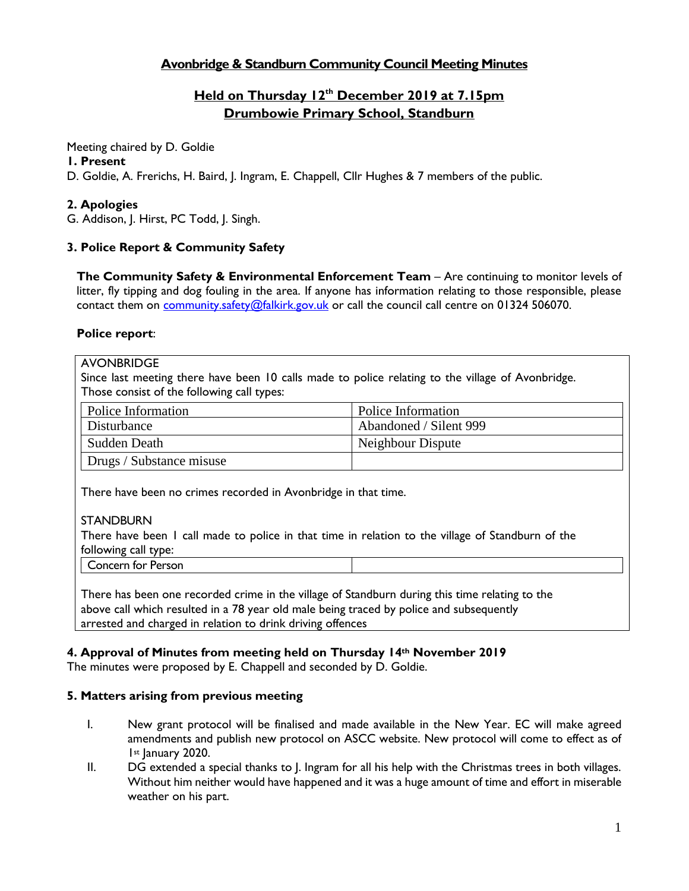# Avonbridge & Standburn Community Council Meeting Minutes

## Held on Thursday 12th December 2019 at 7.15pm
## Drumbowie Primary School, Standburn

Meeting chaired by D. Goldie

**1. Present**

D. Goldie, A. Frerichs, H. Baird, J. Ingram, E. Chappell, Cllr Hughes & 7 members of the public.

**2. Apologies**

G. Addison, J. Hirst, PC Todd, J. Singh.

**3. Police Report & Community Safety**

**The Community Safety & Environmental Enforcement Team** – Are continuing to monitor levels of litter, fly tipping and dog fouling in the area. If anyone has information relating to those responsible, please contact them on community.safety@falkirk.gov.uk or call the council call centre on 01324 506070.

**Police report**:

AVONBRIDGE

Since last meeting there have been 10 calls made to police relating to the village of Avonbridge. Those consist of the following call types:

| | |
|---|---|
| Police Information | Police Information |
| Disturbance | Abandoned / Silent 999 |
| Sudden Death | Neighbour Dispute |
| Drugs / Substance misuse | |

There have been no crimes recorded in Avonbridge in that time.

STANDBURN

There have been 1 call made to police in that time in relation to the village of Standburn of the following call type:

| | |
|---|---|
| Concern for Person | |

There has been one recorded crime in the village of Standburn during this time relating to the above call which resulted in a 78 year old male being traced by police and subsequently arrested and charged in relation to drink driving offences

**4. Approval of Minutes from meeting held on Thursday 14th November 2019**

The minutes were proposed by E. Chappell and seconded by D. Goldie.

**5. Matters arising from previous meeting**

I. New grant protocol will be finalised and made available in the New Year. EC will make agreed amendments and publish new protocol on ASCC website. New protocol will come to effect as of 1st January 2020.

II. DG extended a special thanks to J. Ingram for all his help with the Christmas trees in both villages. Without him neither would have happened and it was a huge amount of time and effort in miserable weather on his part.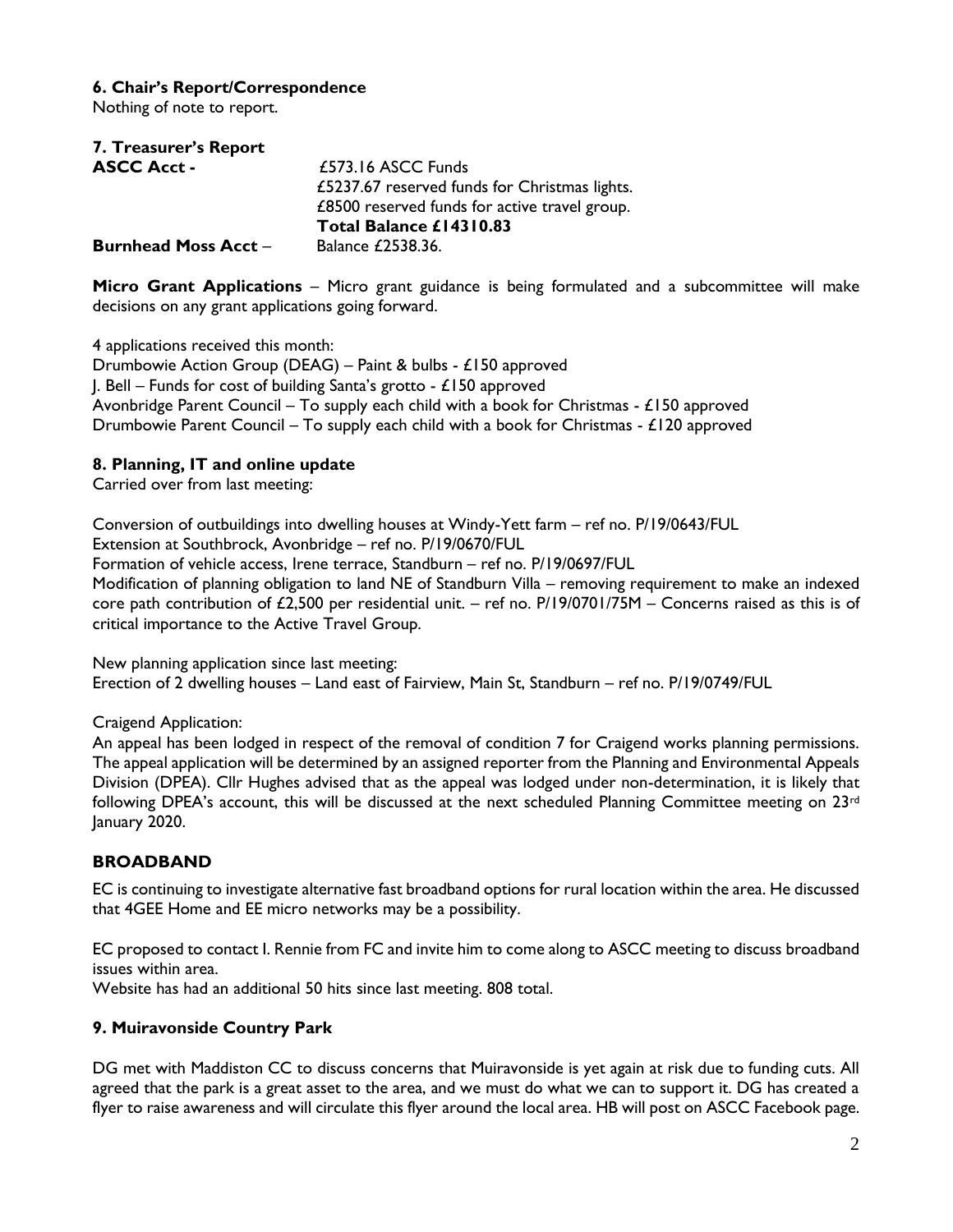**6. Chair's Report/Correspondence**

Nothing of note to report.

**7. Treasurer's Report**

**ASCC Acct -** £573.16 ASCC Funds
£5237.67 reserved funds for Christmas lights.
£8500 reserved funds for active travel group.
**Total Balance £14310.83**

**Burnhead Moss Acct** – Balance £2538.36.

**Micro Grant Applications** – Micro grant guidance is being formulated and a subcommittee will make decisions on any grant applications going forward.

4 applications received this month:
Drumbowie Action Group (DEAG) – Paint & bulbs - £150 approved
J. Bell – Funds for cost of building Santa's grotto - £150 approved
Avonbridge Parent Council – To supply each child with a book for Christmas - £150 approved
Drumbowie Parent Council – To supply each child with a book for Christmas - £120 approved

**8. Planning, IT and online update**

Carried over from last meeting:

Conversion of outbuildings into dwelling houses at Windy-Yett farm – ref no. P/19/0643/FUL
Extension at Southbrock, Avonbridge – ref no. P/19/0670/FUL
Formation of vehicle access, Irene terrace, Standburn – ref no. P/19/0697/FUL
Modification of planning obligation to land NE of Standburn Villa – removing requirement to make an indexed core path contribution of £2,500 per residential unit. – ref no. P/19/0701/75M – Concerns raised as this is of critical importance to the Active Travel Group.

New planning application since last meeting:
Erection of 2 dwelling houses – Land east of Fairview, Main St, Standburn – ref no. P/19/0749/FUL

Craigend Application:
An appeal has been lodged in respect of the removal of condition 7 for Craigend works planning permissions. The appeal application will be determined by an assigned reporter from the Planning and Environmental Appeals Division (DPEA). Cllr Hughes advised that as the appeal was lodged under non-determination, it is likely that following DPEA's account, this will be discussed at the next scheduled Planning Committee meeting on 23rd January 2020.

**BROADBAND**

EC is continuing to investigate alternative fast broadband options for rural location within the area. He discussed that 4GEE Home and EE micro networks may be a possibility.

EC proposed to contact I. Rennie from FC and invite him to come along to ASCC meeting to discuss broadband issues within area.
Website has had an additional 50 hits since last meeting. 808 total.

**9. Muiravonside Country Park**

DG met with Maddiston CC to discuss concerns that Muiravonside is yet again at risk due to funding cuts. All agreed that the park is a great asset to the area, and we must do what we can to support it. DG has created a flyer to raise awareness and will circulate this flyer around the local area. HB will post on ASCC Facebook page.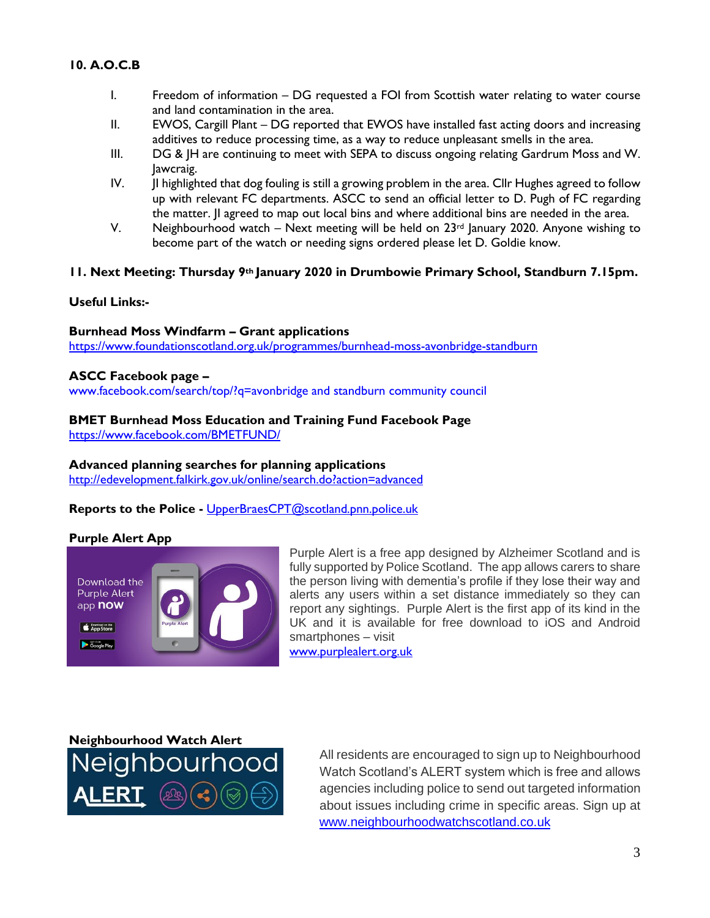## 10. A.O.C.B

I. Freedom of information – DG requested a FOI from Scottish water relating to water course and land contamination in the area.

II. EWOS, Cargill Plant – DG reported that EWOS have installed fast acting doors and increasing additives to reduce processing time, as a way to reduce unpleasant smells in the area.

III. DG & JH are continuing to meet with SEPA to discuss ongoing relating Gardrum Moss and W. Jawcraig.

IV. JI highlighted that dog fouling is still a growing problem in the area. Cllr Hughes agreed to follow up with relevant FC departments. ASCC to send an official letter to D. Pugh of FC regarding the matter. JI agreed to map out local bins and where additional bins are needed in the area.

V. Neighbourhood watch – Next meeting will be held on 23rd January 2020. Anyone wishing to become part of the watch or needing signs ordered please let D. Goldie know.

## 11. Next Meeting: Thursday 9th January 2020 in Drumbowie Primary School, Standburn 7.15pm.

**Useful Links:-**

**Burnhead Moss Windfarm – Grant applications**
https://www.foundationscotland.org.uk/programmes/burnhead-moss-avonbridge-standburn

**ASCC Facebook page –**
www.facebook.com/search/top/?q=avonbridge and standburn community council

**BMET Burnhead Moss Education and Training Fund Facebook Page**
https://www.facebook.com/BMETFUND/

**Advanced planning searches for planning applications**
http://edevelopment.falkirk.gov.uk/online/search.do?action=advanced

**Reports to the Police -** UpperBraesCPT@scotland.pnn.police.uk

**Purple Alert App**

Purple Alert is a free app designed by Alzheimer Scotland and is fully supported by Police Scotland. The app allows carers to share the person living with dementia's profile if they lose their way and alerts any users within a set distance immediately so they can report any sightings. Purple Alert is the first app of its kind in the UK and it is available for free download to iOS and Android smartphones – visit www.purplealert.org.uk

**Neighbourhood Watch Alert**

All residents are encouraged to sign up to Neighbourhood Watch Scotland's ALERT system which is free and allows agencies including police to send out targeted information about issues including crime in specific areas. Sign up at www.neighbourhoodwatchscotland.co.uk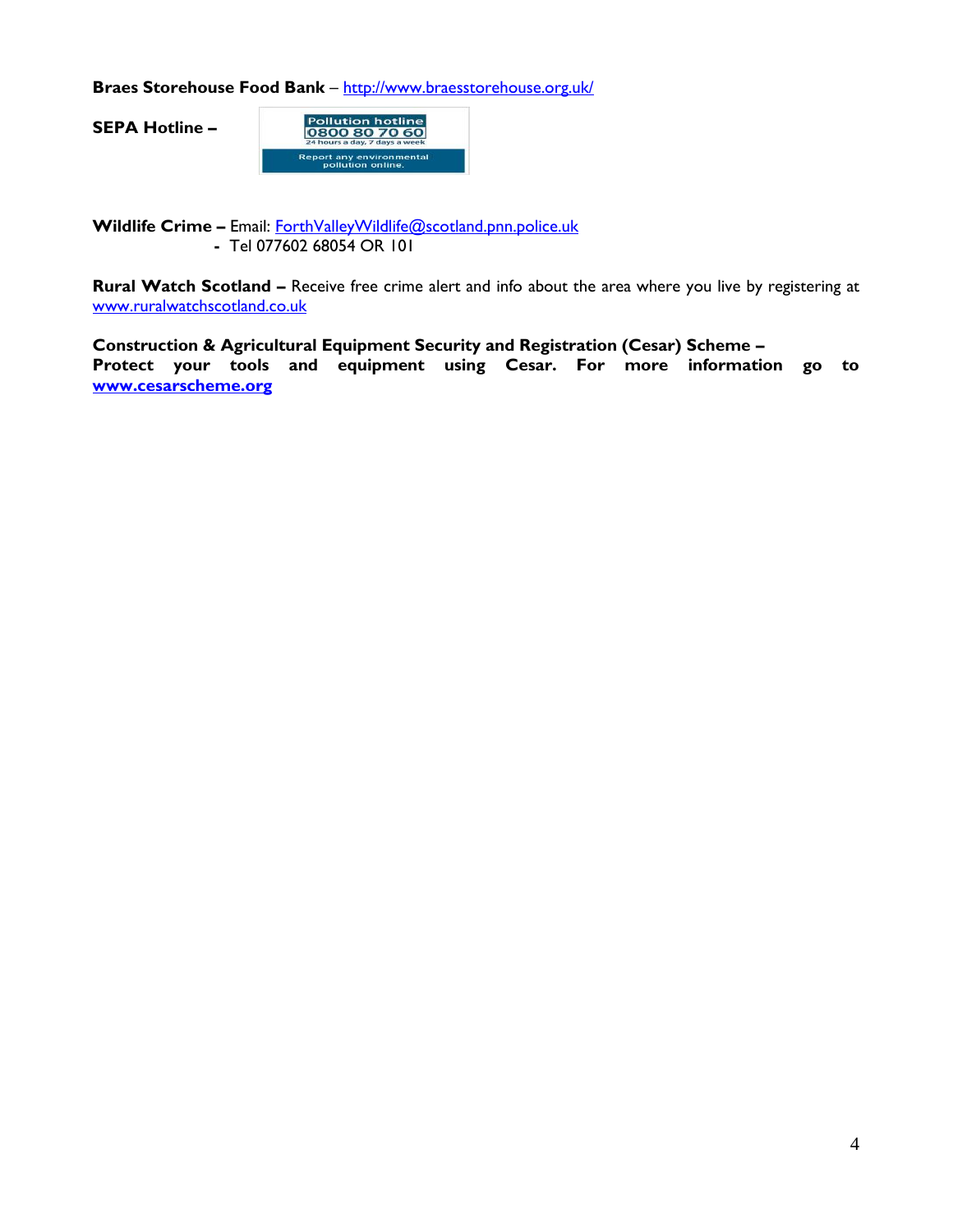**Braes Storehouse Food Bank** – http://www.braesstorehouse.org.uk/

**SEPA Hotline –**

Pollution hotline
0800 80 70 60
24 hours a day, 7 days a week
Report any environmental pollution online.

**Wildlife Crime –** Email: ForthValleyWildlife@scotland.pnn.police.uk
- Tel 077602 68054 OR 101

**Rural Watch Scotland –** Receive free crime alert and info about the area where you live by registering at www.ruralwatchscotland.co.uk

**Construction & Agricultural Equipment Security and Registration (Cesar) Scheme –**
**Protect your tools and equipment using Cesar. For more information go to www.cesarscheme.org**